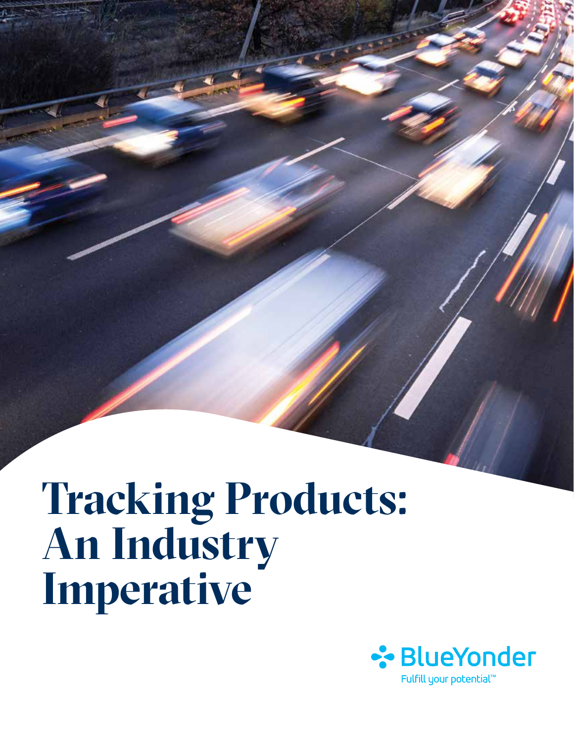# Tracking Products: An Industry Imperative

BlueYonder

Fulfill your potential™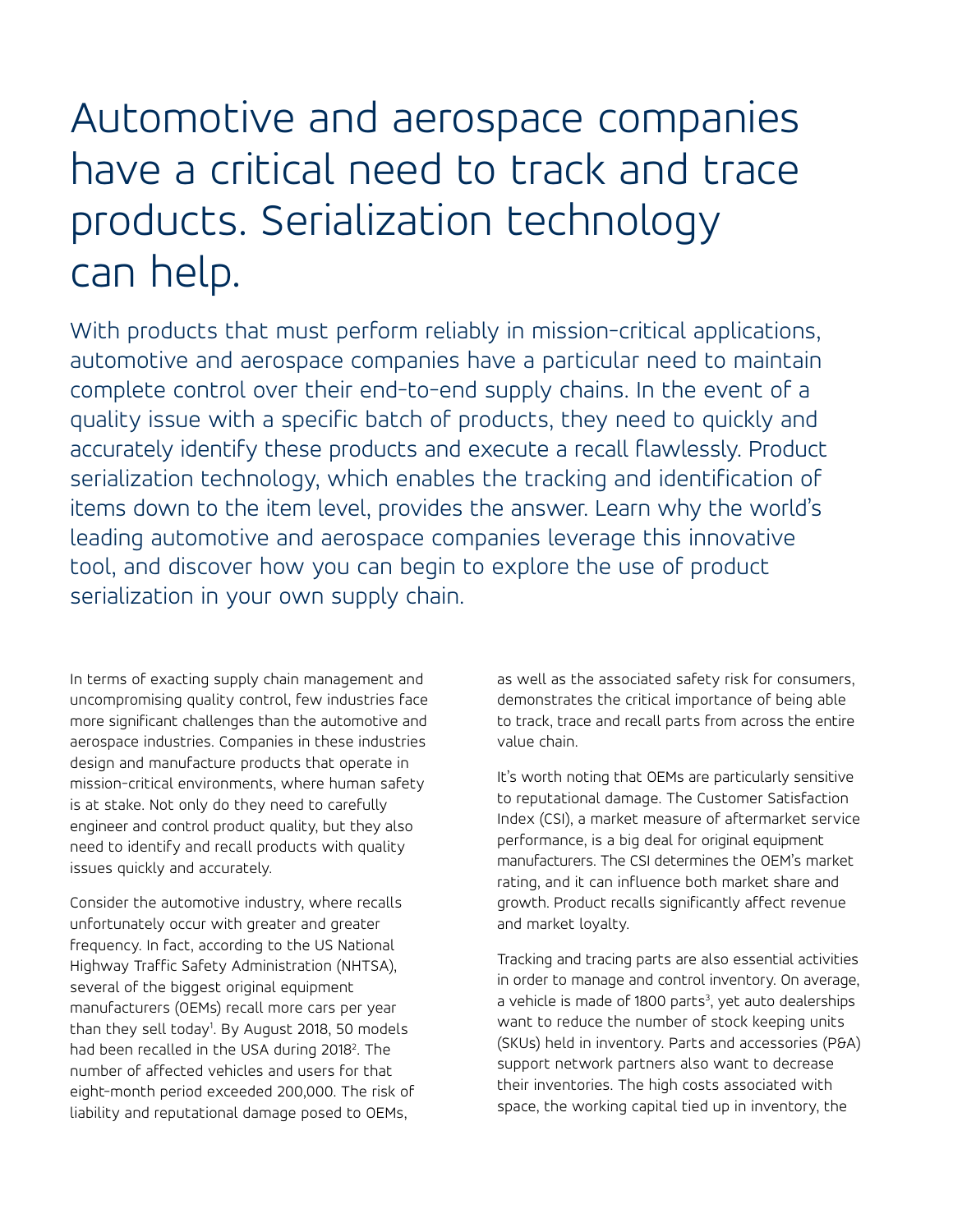# Automotive and aerospace companies have a critical need to track and trace products. Serialization technology can help.

With products that must perform reliably in mission-critical applications, automotive and aerospace companies have a particular need to maintain complete control over their end-to-end supply chains. In the event of a quality issue with a specific batch of products, they need to quickly and accurately identify these products and execute a recall flawlessly. Product serialization technology, which enables the tracking and identification of items down to the item level, provides the answer. Learn why the world's leading automotive and aerospace companies leverage this innovative tool, and discover how you can begin to explore the use of product serialization in your own supply chain.

In terms of exacting supply chain management and uncompromising quality control, few industries face more significant challenges than the automotive and aerospace industries. Companies in these industries design and manufacture products that operate in mission-critical environments, where human safety is at stake. Not only do they need to carefully engineer and control product quality, but they also need to identify and recall products with quality issues quickly and accurately.

Consider the automotive industry, where recalls unfortunately occur with greater and greater frequency. In fact, according to the US National Highway Traffic Safety Administration (NHTSA), several of the biggest original equipment manufacturers (OEMs) recall more cars per year than they sell today[1]. By August 2018, 50 models had been recalled in the USA during 2018[2]. The number of affected vehicles and users for that eight-month period exceeded 200,000. The risk of liability and reputational damage posed to OEMs, as well as the associated safety risk for consumers, demonstrates the critical importance of being able to track, trace and recall parts from across the entire value chain.

It's worth noting that OEMs are particularly sensitive to reputational damage. The Customer Satisfaction Index (CSI), a market measure of aftermarket service performance, is a big deal for original equipment manufacturers. The CSI determines the OEM's market rating, and it can influence both market share and growth. Product recalls significantly affect revenue and market loyalty.

Tracking and tracing parts are also essential activities in order to manage and control inventory. On average, a vehicle is made of 1800 parts[3], yet auto dealerships want to reduce the number of stock keeping units (SKUs) held in inventory. Parts and accessories (P&A) support network partners also want to decrease their inventories. The high costs associated with space, the working capital tied up in inventory, the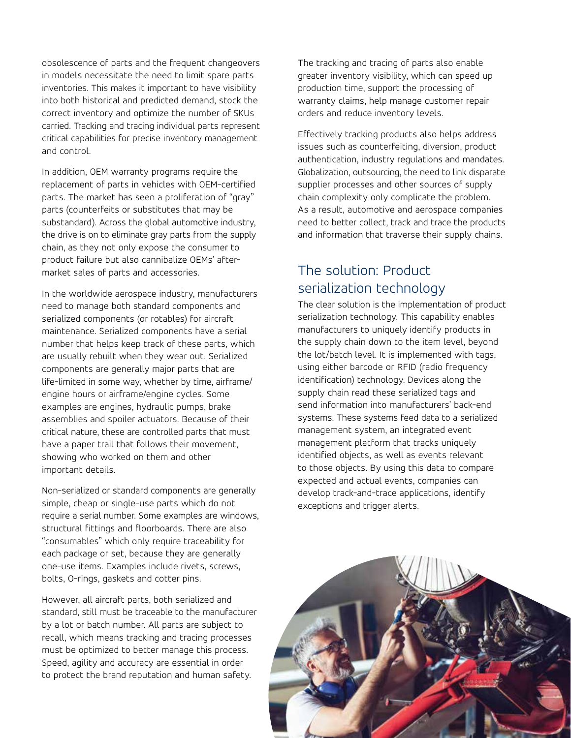obsolescence of parts and the frequent changeovers in models necessitate the need to limit spare parts inventories. This makes it important to have visibility into both historical and predicted demand, stock the correct inventory and optimize the number of SKUs carried. Tracking and tracing individual parts represent critical capabilities for precise inventory management and control.

In addition, OEM warranty programs require the replacement of parts in vehicles with OEM-certified parts. The market has seen a proliferation of "gray" parts (counterfeits or substitutes that may be substandard). Across the global automotive industry, the drive is on to eliminate gray parts from the supply chain, as they not only expose the consumer to product failure but also cannibalize OEMs' aftermarket sales of parts and accessories.

In the worldwide aerospace industry, manufacturers need to manage both standard components and serialized components (or rotables) for aircraft maintenance. Serialized components have a serial number that helps keep track of these parts, which are usually rebuilt when they wear out. Serialized components are generally major parts that are life-limited in some way, whether by time, airframe/engine hours or airframe/engine cycles. Some examples are engines, hydraulic pumps, brake assemblies and spoiler actuators. Because of their critical nature, these are controlled parts that must have a paper trail that follows their movement, showing who worked on them and other important details.

Non-serialized or standard components are generally simple, cheap or single-use parts which do not require a serial number. Some examples are windows, structural fittings and floorboards. There are also "consumables" which only require traceability for each package or set, because they are generally one-use items. Examples include rivets, screws, bolts, O-rings, gaskets and cotter pins.

However, all aircraft parts, both serialized and standard, still must be traceable to the manufacturer by a lot or batch number. All parts are subject to recall, which means tracking and tracing processes must be optimized to better manage this process. Speed, agility and accuracy are essential in order to protect the brand reputation and human safety.

The tracking and tracing of parts also enable greater inventory visibility, which can speed up production time, support the processing of warranty claims, help manage customer repair orders and reduce inventory levels.

Effectively tracking products also helps address issues such as counterfeiting, diversion, product authentication, industry regulations and mandates. Globalization, outsourcing, the need to link disparate supplier processes and other sources of supply chain complexity only complicate the problem. As a result, automotive and aerospace companies need to better collect, track and trace the products and information that traverse their supply chains.

## The solution: Product serialization technology

The clear solution is the implementation of product serialization technology. This capability enables manufacturers to uniquely identify products in the supply chain down to the item level, beyond the lot/batch level. It is implemented with tags, using either barcode or RFID (radio frequency identification) technology. Devices along the supply chain read these serialized tags and send information into manufacturers' back-end systems. These systems feed data to a serialized management system, an integrated event management platform that tracks uniquely identified objects, as well as events relevant to those objects. By using this data to compare expected and actual events, companies can develop track-and-trace applications, identify exceptions and trigger alerts.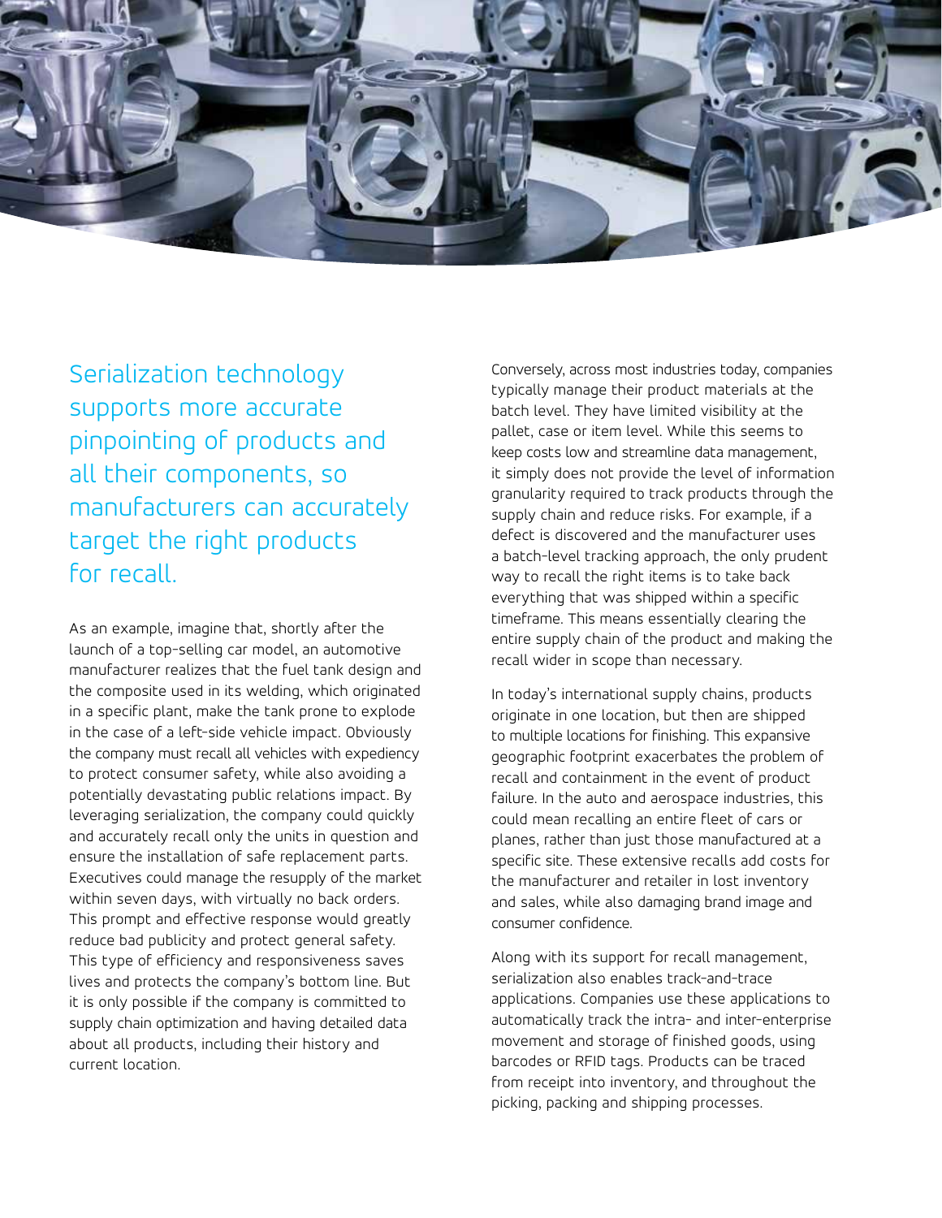## Serialization technology supports more accurate pinpointing of products and all their components, so manufacturers can accurately target the right products for recall.

As an example, imagine that, shortly after the launch of a top-selling car model, an automotive manufacturer realizes that the fuel tank design and the composite used in its welding, which originated in a specific plant, make the tank prone to explode in the case of a left-side vehicle impact. Obviously the company must recall all vehicles with expediency to protect consumer safety, while also avoiding a potentially devastating public relations impact. By leveraging serialization, the company could quickly and accurately recall only the units in question and ensure the installation of safe replacement parts. Executives could manage the resupply of the market within seven days, with virtually no back orders. This prompt and effective response would greatly reduce bad publicity and protect general safety. This type of efficiency and responsiveness saves lives and protects the company's bottom line. But it is only possible if the company is committed to supply chain optimization and having detailed data about all products, including their history and current location.

Conversely, across most industries today, companies typically manage their product materials at the batch level. They have limited visibility at the pallet, case or item level. While this seems to keep costs low and streamline data management, it simply does not provide the level of information granularity required to track products through the supply chain and reduce risks. For example, if a defect is discovered and the manufacturer uses a batch-level tracking approach, the only prudent way to recall the right items is to take back everything that was shipped within a specific timeframe. This means essentially clearing the entire supply chain of the product and making the recall wider in scope than necessary.

In today's international supply chains, products originate in one location, but then are shipped to multiple locations for finishing. This expansive geographic footprint exacerbates the problem of recall and containment in the event of product failure. In the auto and aerospace industries, this could mean recalling an entire fleet of cars or planes, rather than just those manufactured at a specific site. These extensive recalls add costs for the manufacturer and retailer in lost inventory and sales, while also damaging brand image and consumer confidence.

Along with its support for recall management, serialization also enables track-and-trace applications. Companies use these applications to automatically track the intra- and inter-enterprise movement and storage of finished goods, using barcodes or RFID tags. Products can be traced from receipt into inventory, and throughout the picking, packing and shipping processes.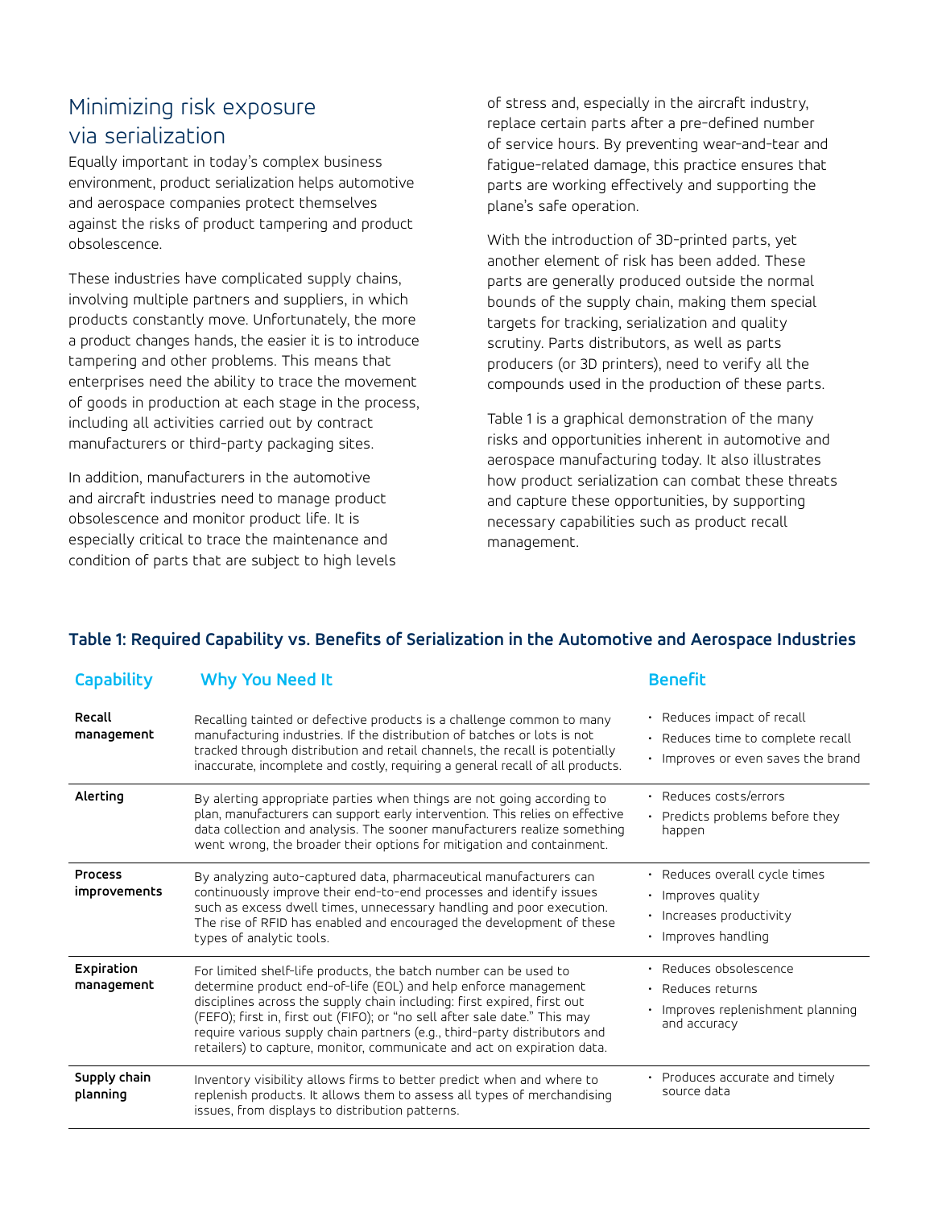## Minimizing risk exposure via serialization

Equally important in today's complex business environment, product serialization helps automotive and aerospace companies protect themselves against the risks of product tampering and product obsolescence.

These industries have complicated supply chains, involving multiple partners and suppliers, in which products constantly move. Unfortunately, the more a product changes hands, the easier it is to introduce tampering and other problems. This means that enterprises need the ability to trace the movement of goods in production at each stage in the process, including all activities carried out by contract manufacturers or third-party packaging sites.

In addition, manufacturers in the automotive and aircraft industries need to manage product obsolescence and monitor product life. It is especially critical to trace the maintenance and condition of parts that are subject to high levels of stress and, especially in the aircraft industry, replace certain parts after a pre-defined number of service hours. By preventing wear-and-tear and fatigue-related damage, this practice ensures that parts are working effectively and supporting the plane's safe operation.

With the introduction of 3D-printed parts, yet another element of risk has been added. These parts are generally produced outside the normal bounds of the supply chain, making them special targets for tracking, serialization and quality scrutiny. Parts distributors, as well as parts producers (or 3D printers), need to verify all the compounds used in the production of these parts.

Table 1 is a graphical demonstration of the many risks and opportunities inherent in automotive and aerospace manufacturing today. It also illustrates how product serialization can combat these threats and capture these opportunities, by supporting necessary capabilities such as product recall management.

**Table 1: Required Capability vs. Benefits of Serialization in the Automotive and Aerospace Industries**

| Capability | Why You Need It | Benefit |
|---|---|---|
| **Recall management** | Recalling tainted or defective products is a challenge common to many manufacturing industries. If the distribution of batches or lots is not tracked through distribution and retail channels, the recall is potentially inaccurate, incomplete and costly, requiring a general recall of all products. | • Reduces impact of recall<br>• Reduces time to complete recall<br>• Improves or even saves the brand |
| **Alerting** | By alerting appropriate parties when things are not going according to plan, manufacturers can support early intervention. This relies on effective data collection and analysis. The sooner manufacturers realize something went wrong, the broader their options for mitigation and containment. | • Reduces costs/errors<br>• Predicts problems before they happen |
| **Process improvements** | By analyzing auto-captured data, pharmaceutical manufacturers can continuously improve their end-to-end processes and identify issues such as excess dwell times, unnecessary handling and poor execution. The rise of RFID has enabled and encouraged the development of these types of analytic tools. | • Reduces overall cycle times<br>• Improves quality<br>• Increases productivity<br>• Improves handling |
| **Expiration management** | For limited shelf-life products, the batch number can be used to determine product end-of-life (EOL) and help enforce management disciplines across the supply chain including: first expired, first out (FEFO); first in, first out (FIFO); or "no sell after sale date." This may require various supply chain partners (e.g., third-party distributors and retailers) to capture, monitor, communicate and act on expiration data. | • Reduces obsolescence<br>• Reduces returns<br>• Improves replenishment planning and accuracy |
| **Supply chain planning** | Inventory visibility allows firms to better predict when and where to replenish products. It allows them to assess all types of merchandising issues, from displays to distribution patterns. | • Produces accurate and timely source data |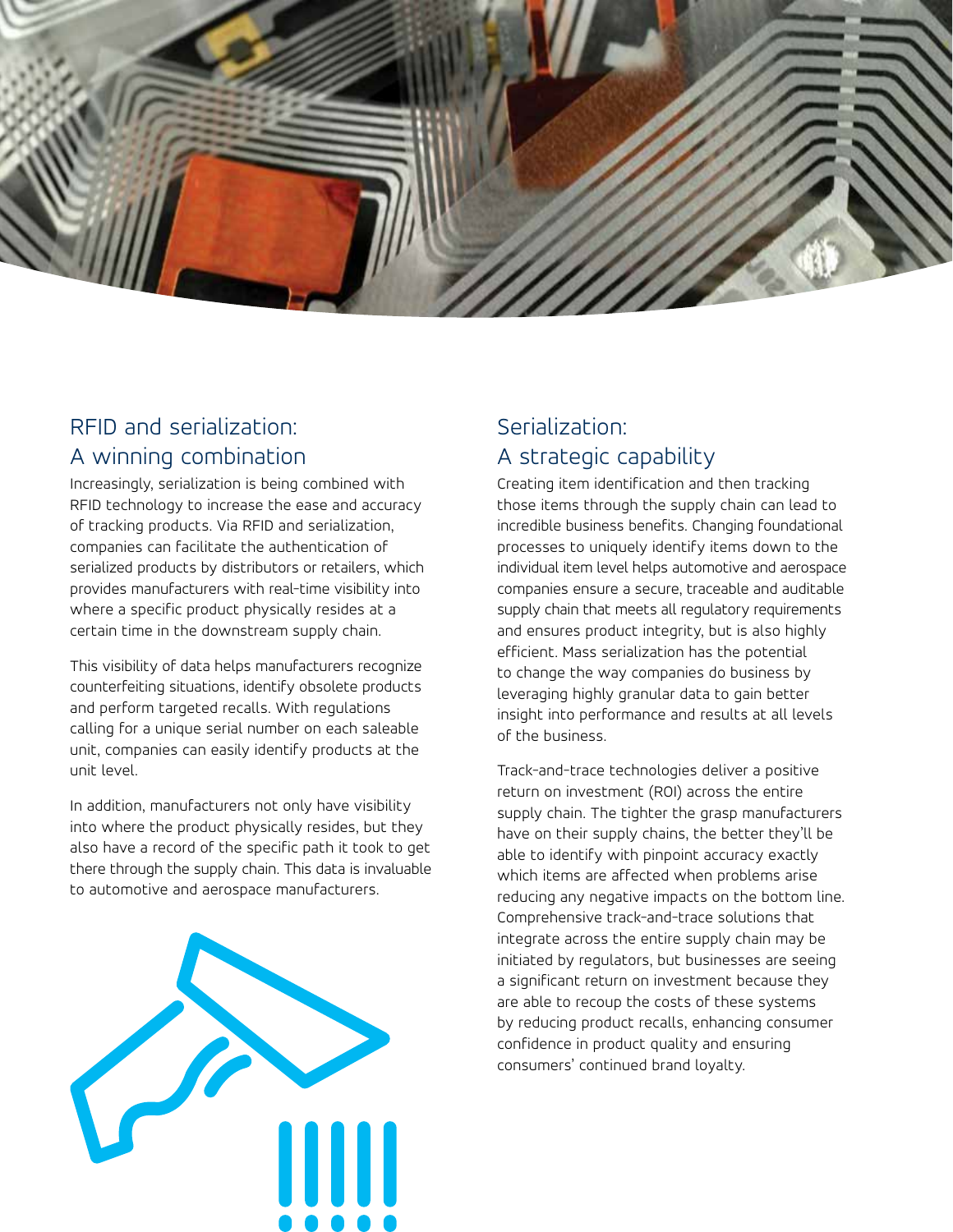## RFID and serialization: A winning combination

Increasingly, serialization is being combined with RFID technology to increase the ease and accuracy of tracking products. Via RFID and serialization, companies can facilitate the authentication of serialized products by distributors or retailers, which provides manufacturers with real-time visibility into where a specific product physically resides at a certain time in the downstream supply chain.

This visibility of data helps manufacturers recognize counterfeiting situations, identify obsolete products and perform targeted recalls. With regulations calling for a unique serial number on each saleable unit, companies can easily identify products at the unit level.

In addition, manufacturers not only have visibility into where the product physically resides, but they also have a record of the specific path it took to get there through the supply chain. This data is invaluable to automotive and aerospace manufacturers.

## Serialization: A strategic capability

Creating item identification and then tracking those items through the supply chain can lead to incredible business benefits. Changing foundational processes to uniquely identify items down to the individual item level helps automotive and aerospace companies ensure a secure, traceable and auditable supply chain that meets all regulatory requirements and ensures product integrity, but is also highly efficient. Mass serialization has the potential to change the way companies do business by leveraging highly granular data to gain better insight into performance and results at all levels of the business.

Track-and-trace technologies deliver a positive return on investment (ROI) across the entire supply chain. The tighter the grasp manufacturers have on their supply chains, the better they'll be able to identify with pinpoint accuracy exactly which items are affected when problems arise reducing any negative impacts on the bottom line. Comprehensive track-and-trace solutions that integrate across the entire supply chain may be initiated by regulators, but businesses are seeing a significant return on investment because they are able to recoup the costs of these systems by reducing product recalls, enhancing consumer confidence in product quality and ensuring consumers' continued brand loyalty.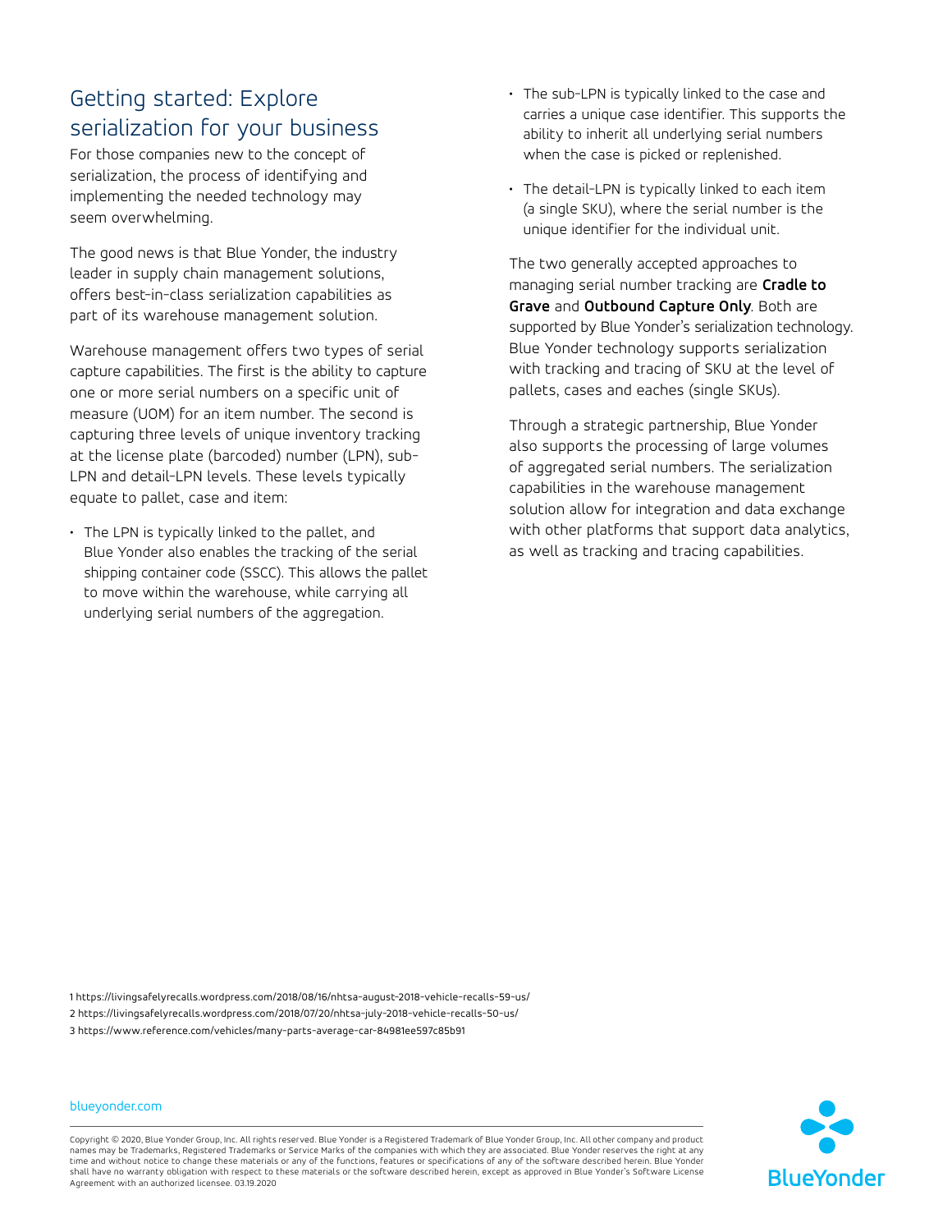## Getting started: Explore serialization for your business

For those companies new to the concept of serialization, the process of identifying and implementing the needed technology may seem overwhelming.

The good news is that Blue Yonder, the industry leader in supply chain management solutions, offers best-in-class serialization capabilities as part of its warehouse management solution.

Warehouse management offers two types of serial capture capabilities. The first is the ability to capture one or more serial numbers on a specific unit of measure (UOM) for an item number. The second is capturing three levels of unique inventory tracking at the license plate (barcoded) number (LPN), sub-LPN and detail-LPN levels. These levels typically equate to pallet, case and item:

- The LPN is typically linked to the pallet, and Blue Yonder also enables the tracking of the serial shipping container code (SSCC). This allows the pallet to move within the warehouse, while carrying all underlying serial numbers of the aggregation.
- The sub-LPN is typically linked to the case and carries a unique case identifier. This supports the ability to inherit all underlying serial numbers when the case is picked or replenished.
- The detail-LPN is typically linked to each item (a single SKU), where the serial number is the unique identifier for the individual unit.

The two generally accepted approaches to managing serial number tracking are **Cradle to Grave** and **Outbound Capture Only**. Both are supported by Blue Yonder's serialization technology. Blue Yonder technology supports serialization with tracking and tracing of SKU at the level of pallets, cases and eaches (single SKUs).

Through a strategic partnership, Blue Yonder also supports the processing of large volumes of aggregated serial numbers. The serialization capabilities in the warehouse management solution allow for integration and data exchange with other platforms that support data analytics, as well as tracking and tracing capabilities.

1 https://livingsafelyrecalls.wordpress.com/2018/08/16/nhtsa-august-2018-vehicle-recalls-59-us/
2 https://livingsafelyrecalls.wordpress.com/2018/07/20/nhtsa-july-2018-vehicle-recalls-50-us/
3 https://www.reference.com/vehicles/many-parts-average-car-84981ee597c85b91

blueyonder.com

Copyright © 2020, Blue Yonder Group, Inc. All rights reserved. Blue Yonder is a Registered Trademark of Blue Yonder Group, Inc. All other company and product names may be Trademarks, Registered Trademarks or Service Marks of the companies with which they are associated. Blue Yonder reserves the right at any time and without notice to change these materials or any of the functions, features or specifications of any of the software described herein. Blue Yonder shall have no warranty obligation with respect to these materials or the software described herein, except as approved in Blue Yonder's Software License Agreement with an authorized licensee. 03.19.2020

BlueYonder